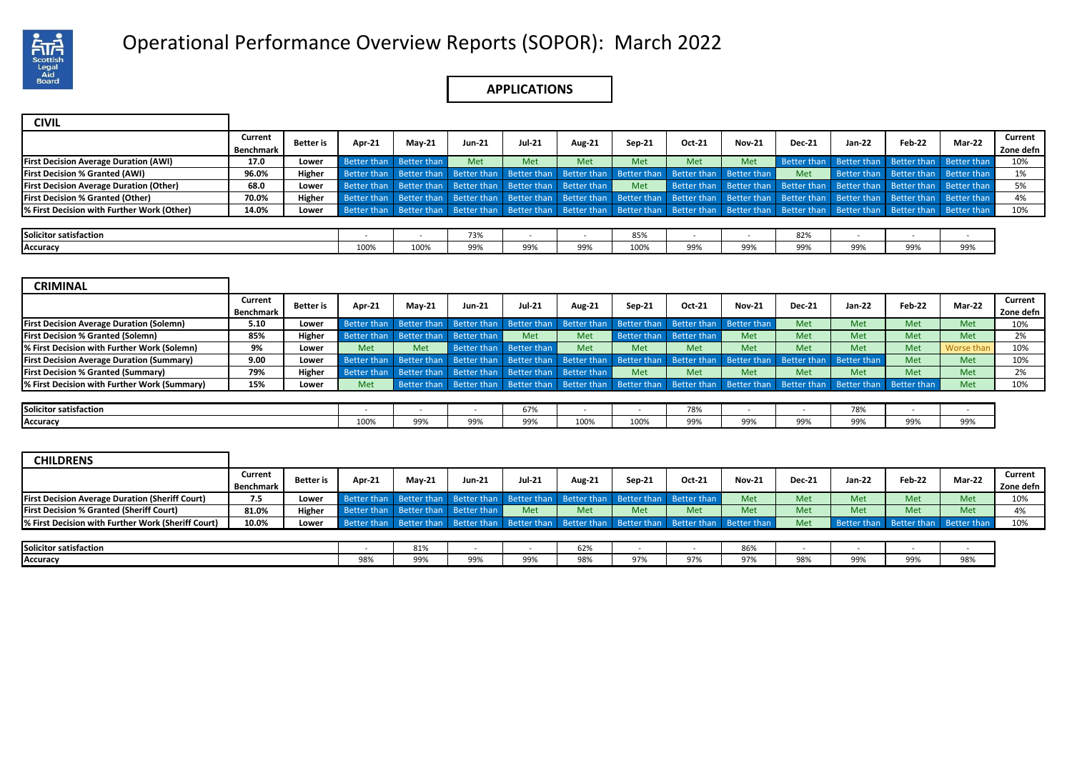# Operational Performance Overview Reports (SOPOR): March 2022

## APPLICATIONS

### CIVIL

| | Current Benchmark | Better is | Apr-21 | May-21 | Jun-21 | Jul-21 | Aug-21 | Sep-21 | Oct-21 | Nov-21 | Dec-21 | Jan-22 | Feb-22 | Mar-22 | Current Zone defn |
|---|---|---|---|---|---|---|---|---|---|---|---|---|---|---|---|
| **First Decision Average Duration (AWI)** | 17.0 | Lower | Better than | Better than | Met | Met | Met | Met | Met | Met | Better than | Better than | Better than | Better than | 10% |
| **First Decision % Granted (AWI)** | 96.0% | Higher | Better than | Better than | Better than | Better than | Better than | Better than | Better than | Better than | Met | Better than | Better than | Better than | 1% |
| **First Decision Average Duration (Other)** | 68.0 | Lower | Better than | Better than | Better than | Better than | Better than | Met | Better than | Better than | Better than | Better than | Better than | Better than | 5% |
| **First Decision % Granted (Other)** | 70.0% | Higher | Better than | Better than | Better than | Better than | Better than | Better than | Better than | Better than | Better than | Better than | Better than | Better than | 4% |
| **% First Decision with Further Work (Other)** | 14.0% | Lower | Better than | Better than | Better than | Better than | Better than | Better than | Better than | Better than | Better than | Better than | Better than | Better than | 10% |

| | Apr-21 | May-21 | Jun-21 | Jul-21 | Aug-21 | Sep-21 | Oct-21 | Nov-21 | Dec-21 | Jan-22 | Feb-22 | Mar-22 |
|---|---|---|---|---|---|---|---|---|---|---|---|---|
| **Solicitor satisfaction** | - | - | 73% | - | - | 85% | - | - | 82% | - | - | - |
| **Accuracy** | 100% | 100% | 99% | 99% | 99% | 100% | 99% | 99% | 99% | 99% | 99% | 99% |

### CRIMINAL

| | Current Benchmark | Better is | Apr-21 | May-21 | Jun-21 | Jul-21 | Aug-21 | Sep-21 | Oct-21 | Nov-21 | Dec-21 | Jan-22 | Feb-22 | Mar-22 | Current Zone defn |
|---|---|---|---|---|---|---|---|---|---|---|---|---|---|---|---|
| **First Decision Average Duration (Solemn)** | 5.10 | Lower | Better than | Better than | Better than | Better than | Better than | Better than | Better than | Better than | Met | Met | Met | Met | 10% |
| **First Decision % Granted (Solemn)** | 85% | Higher | Better than | Better than | Better than | Met | Met | Better than | Better than | Met | Met | Met | Met | Met | 2% |
| **% First Decision with Further Work (Solemn)** | 9% | Lower | Met | Met | Better than | Better than | Met | Met | Met | Met | Met | Met | Met | Worse than | 10% |
| **First Decision Average Duration (Summary)** | 9.00 | Lower | Better than | Better than | Better than | Better than | Better than | Better than | Better than | Better than | Better than | Better than | Met | Met | 10% |
| **First Decision % Granted (Summary)** | 79% | Higher | Better than | Better than | Better than | Better than | Better than | Met | Met | Met | Met | Met | Met | Met | 2% |
| **% First Decision with Further Work (Summary)** | 15% | Lower | Met | Better than | Better than | Better than | Better than | Better than | Better than | Better than | Better than | Better than | Better than | Met | 10% |

| | Apr-21 | May-21 | Jun-21 | Jul-21 | Aug-21 | Sep-21 | Oct-21 | Nov-21 | Dec-21 | Jan-22 | Feb-22 | Mar-22 |
|---|---|---|---|---|---|---|---|---|---|---|---|---|
| **Solicitor satisfaction** | - | - | - | 67% | - | - | 78% | - | - | 78% | - | - |
| **Accuracy** | 100% | 99% | 99% | 99% | 100% | 100% | 99% | 99% | 99% | 99% | 99% | 99% |

### CHILDRENS

| | Current Benchmark | Better is | Apr-21 | May-21 | Jun-21 | Jul-21 | Aug-21 | Sep-21 | Oct-21 | Nov-21 | Dec-21 | Jan-22 | Feb-22 | Mar-22 | Current Zone defn |
|---|---|---|---|---|---|---|---|---|---|---|---|---|---|---|---|
| **First Decision Average Duration (Sheriff Court)** | 7.5 | Lower | Better than | Better than | Better than | Better than | Better than | Better than | Better than | Met | Met | Met | Met | Met | 10% |
| **First Decision % Granted (Sheriff Court)** | 81.0% | Higher | Better than | Better than | Better than | Met | Met | Met | Met | Met | Met | Met | Met | Met | 4% |
| **% First Decision with Further Work (Sheriff Court)** | 10.0% | Lower | Better than | Better than | Better than | Better than | Better than | Better than | Better than | Better than | Met | Better than | Better than | Better than | 10% |

| | Apr-21 | May-21 | Jun-21 | Jul-21 | Aug-21 | Sep-21 | Oct-21 | Nov-21 | Dec-21 | Jan-22 | Feb-22 | Mar-22 |
|---|---|---|---|---|---|---|---|---|---|---|---|---|
| **Solicitor satisfaction** | - | 81% | - | - | 62% | - | - | 86% | - | - | - | - |
| **Accuracy** | 98% | 99% | 99% | 99% | 98% | 97% | 97% | 97% | 98% | 99% | 99% | 98% |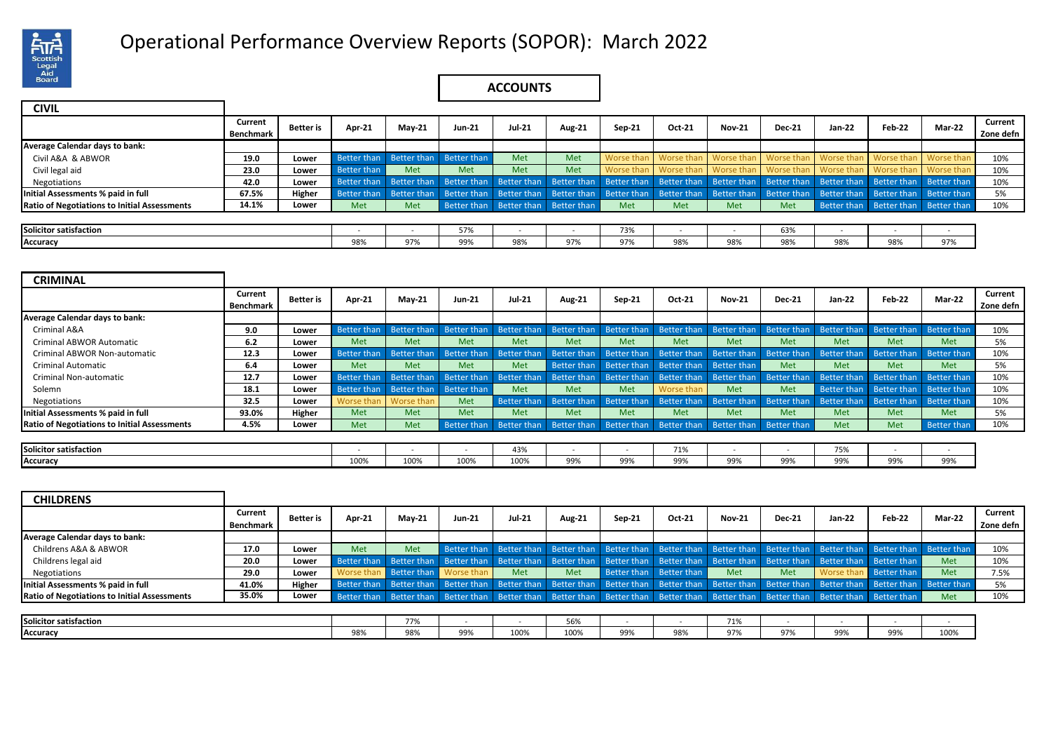# Operational Performance Overview Reports (SOPOR): March 2022

## ACCOUNTS

### CIVIL

| | Current Benchmark | Better is | Apr-21 | May-21 | Jun-21 | Jul-21 | Aug-21 | Sep-21 | Oct-21 | Nov-21 | Dec-21 | Jan-22 | Feb-22 | Mar-22 | Current Zone defn |
|---|---|---|---|---|---|---|---|---|---|---|---|---|---|---|---|
| **Average Calendar days to bank:** | | | | | | | | | | | | | | | |
| Civil A&A & ABWOR | 19.0 | Lower | Better than | Better than | Better than | Met | Met | Worse than | Worse than | Worse than | Worse than | Worse than | Worse than | Worse than | 10% |
| Civil legal aid | 23.0 | Lower | Better than | Met | Met | Met | Met | Worse than | Worse than | Worse than | Worse than | Worse than | Worse than | Worse than | 10% |
| Negotiations | 42.0 | Lower | Better than | Better than | Better than | Better than | Better than | Better than | Better than | Better than | Better than | Better than | Better than | Better than | 10% |
| **Initial Assessments % paid in full** | 67.5% | Higher | Better than | Better than | Better than | Better than | Better than | Better than | Better than | Better than | Better than | Better than | Better than | Better than | 5% |
| **Ratio of Negotiations to Initial Assessments** | 14.1% | Lower | Met | Met | Better than | Better than | Better than | Met | Met | Met | Met | Better than | Better than | Better than | 10% |

| | Apr-21 | May-21 | Jun-21 | Jul-21 | Aug-21 | Sep-21 | Oct-21 | Nov-21 | Dec-21 | Jan-22 | Feb-22 | Mar-22 |
|---|---|---|---|---|---|---|---|---|---|---|---|---|
| **Solicitor satisfaction** | - | - | 57% | - | - | 73% | - | - | 63% | - | - | - |
| **Accuracy** | 98% | 97% | 99% | 98% | 97% | 97% | 98% | 98% | 98% | 98% | 98% | 97% |

### CRIMINAL

| | Current Benchmark | Better is | Apr-21 | May-21 | Jun-21 | Jul-21 | Aug-21 | Sep-21 | Oct-21 | Nov-21 | Dec-21 | Jan-22 | Feb-22 | Mar-22 | Current Zone defn |
|---|---|---|---|---|---|---|---|---|---|---|---|---|---|---|---|
| **Average Calendar days to bank:** | | | | | | | | | | | | | | | |
| Criminal A&A | 9.0 | Lower | Better than | Better than | Better than | Better than | Better than | Better than | Better than | Better than | Better than | Better than | Better than | Better than | 10% |
| Criminal ABWOR Automatic | 6.2 | Lower | Met | Met | Met | Met | Met | Met | Met | Met | Met | Met | Met | Met | 5% |
| Criminal ABWOR Non-automatic | 12.3 | Lower | Better than | Better than | Better than | Better than | Better than | Better than | Better than | Better than | Better than | Better than | Better than | Better than | 10% |
| Criminal Automatic | 6.4 | Lower | Met | Met | Met | Met | Better than | Better than | Better than | Better than | Met | Met | Met | Met | 5% |
| Criminal Non-automatic | 12.7 | Lower | Better than | Better than | Better than | Better than | Better than | Better than | Better than | Better than | Better than | Better than | Better than | Better than | 10% |
| Solemn | 18.1 | Lower | Better than | Better than | Better than | Met | Met | Met | Worse than | Met | Met | Better than | Better than | Better than | 10% |
| Negotiations | 32.5 | Lower | Worse than | Worse than | Met | Better than | Better than | Better than | Better than | Better than | Better than | Better than | Better than | Better than | 10% |
| **Initial Assessments % paid in full** | 93.0% | Higher | Met | Met | Met | Met | Met | Met | Met | Met | Met | Met | Met | Met | 5% |
| **Ratio of Negotiations to Initial Assessments** | 4.5% | Lower | Met | Met | Better than | Better than | Better than | Better than | Better than | Better than | Better than | Met | Met | Better than | 10% |

| | Apr-21 | May-21 | Jun-21 | Jul-21 | Aug-21 | Sep-21 | Oct-21 | Nov-21 | Dec-21 | Jan-22 | Feb-22 | Mar-22 |
|---|---|---|---|---|---|---|---|---|---|---|---|---|
| **Solicitor satisfaction** | - | - | - | 43% | - | - | 71% | - | - | 75% | - | - |
| **Accuracy** | 100% | 100% | 100% | 100% | 99% | 99% | 99% | 99% | 99% | 99% | 99% | 99% |

### CHILDRENS

| | Current Benchmark | Better is | Apr-21 | May-21 | Jun-21 | Jul-21 | Aug-21 | Sep-21 | Oct-21 | Nov-21 | Dec-21 | Jan-22 | Feb-22 | Mar-22 | Current Zone defn |
|---|---|---|---|---|---|---|---|---|---|---|---|---|---|---|---|
| **Average Calendar days to bank:** | | | | | | | | | | | | | | | |
| Childrens A&A & ABWOR | 17.0 | Lower | Met | Met | Better than | Better than | Better than | Better than | Better than | Better than | Better than | Better than | Better than | Better than | 10% |
| Childrens legal aid | 20.0 | Lower | Better than | Better than | Better than | Better than | Better than | Better than | Better than | Better than | Better than | Better than | Better than | Met | 10% |
| Negotiations | 29.0 | Lower | Worse than | Better than | Worse than | Met | Met | Better than | Better than | Met | Met | Worse than | Better than | Met | 7.5% |
| **Initial Assessments % paid in full** | 41.0% | Higher | Better than | Better than | Better than | Better than | Better than | Better than | Better than | Better than | Better than | Better than | Better than | Better than | 5% |
| **Ratio of Negotiations to Initial Assessments** | 35.0% | Lower | Better than | Better than | Better than | Better than | Better than | Better than | Better than | Better than | Better than | Better than | Better than | Met | 10% |

| | Apr-21 | May-21 | Jun-21 | Jul-21 | Aug-21 | Sep-21 | Oct-21 | Nov-21 | Dec-21 | Jan-22 | Feb-22 | Mar-22 |
|---|---|---|---|---|---|---|---|---|---|---|---|---|
| **Solicitor satisfaction** | | 77% | - | - | 56% | - | - | 71% | - | - | - | - |
| **Accuracy** | 98% | 98% | 99% | 100% | 100% | 99% | 98% | 97% | 97% | 99% | 99% | 100% |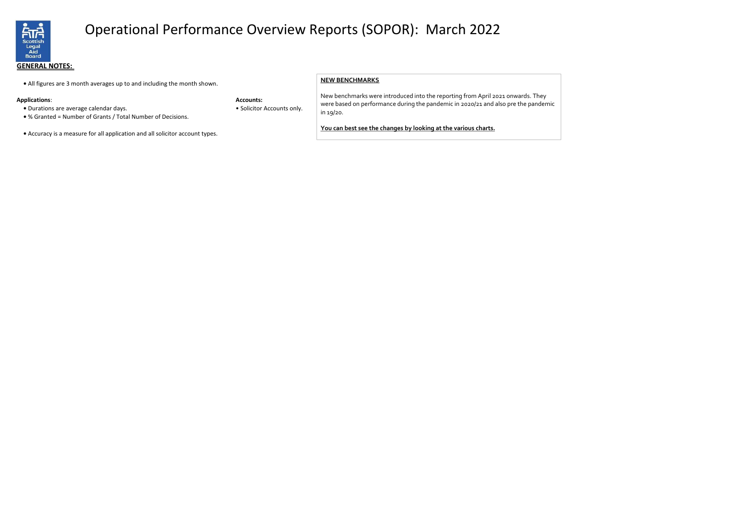# Operational Performance Overview Reports (SOPOR): March 2022

Scottish Legal Aid Board

**GENERAL NOTES:**

- All figures are 3 month averages up to and including the month shown.

**Applications**:

- Durations are average calendar days.
- % Granted = Number of Grants / Total Number of Decisions.

- Accuracy is a measure for all application and all solicitor account types.

**Accounts:**

- Solicitor Accounts only.

**NEW BENCHMARKS**

New benchmarks were introduced into the reporting from April 2021 onwards. They were based on performance during the pandemic in 2020/21 and also pre the pandemic in 19/20.

**You can best see the changes by looking at the various charts.**